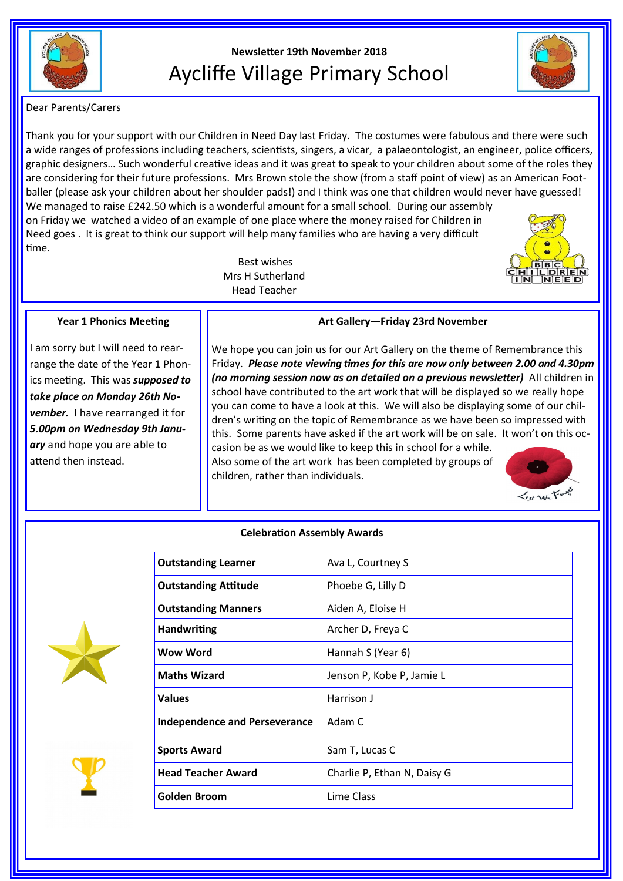Newsletter 19th November 2018

# Aycliffe Village Primary School

Dear Parents/Carers

Thank you for your support with our Children in Need Day last Friday. The costumes were fabulous and there were such a wide ranges of professions including teachers, scientists, singers, a vicar, a palaeontologist, an engineer, police officers, graphic designers… Such wonderful creative ideas and it was great to speak to your children about some of the roles they are considering for their future professions. Mrs Brown stole the show (from a staff point of view) as an American Footballer (please ask your children about her shoulder pads!) and I think was one that children would never have guessed! We managed to raise £242.50 which is a wonderful amount for a small school. During our assembly on Friday we watched a video of an example of one place where the money raised for Children in Need goes . It is great to think our support will help many families who are having a very difficult time.

Best wishes
Mrs H Sutherland
Head Teacher

### Year 1 Phonics Meeting

I am sorry but I will need to rearrange the date of the Year 1 Phonics meeting. This was ***supposed to take place on Monday 26th November.*** I have rearranged it for ***5.00pm on Wednesday 9th January*** and hope you are able to attend then instead.

### Art Gallery—Friday 23rd November

We hope you can join us for our Art Gallery on the theme of Remembrance this Friday. ***Please note viewing times for this are now only between 2.00 and 4.30pm (no morning session now as on detailed on a previous newsletter)*** All children in school have contributed to the art work that will be displayed so we really hope you can come to have a look at this. We will also be displaying some of our children's writing on the topic of Remembrance as we have been so impressed with this. Some parents have asked if the art work will be on sale. It won't on this occasion be as we would like to keep this in school for a while.
Also some of the art work has been completed by groups of children, rather than individuals.

### Celebration Assembly Awards

| Award | Recipients |
|---|---|
| **Outstanding Learner** | Ava L, Courtney S |
| **Outstanding Attitude** | Phoebe G, Lilly D |
| **Outstanding Manners** | Aiden A, Eloise H |
| **Handwriting** | Archer D, Freya C |
| **Wow Word** | Hannah S (Year 6) |
| **Maths Wizard** | Jenson P, Kobe P, Jamie L |
| **Values** | Harrison J |
| **Independence and Perseverance** | Adam C |
| **Sports Award** | Sam T, Lucas C |
| **Head Teacher Award** | Charlie P, Ethan N, Daisy G |
| **Golden Broom** | Lime Class |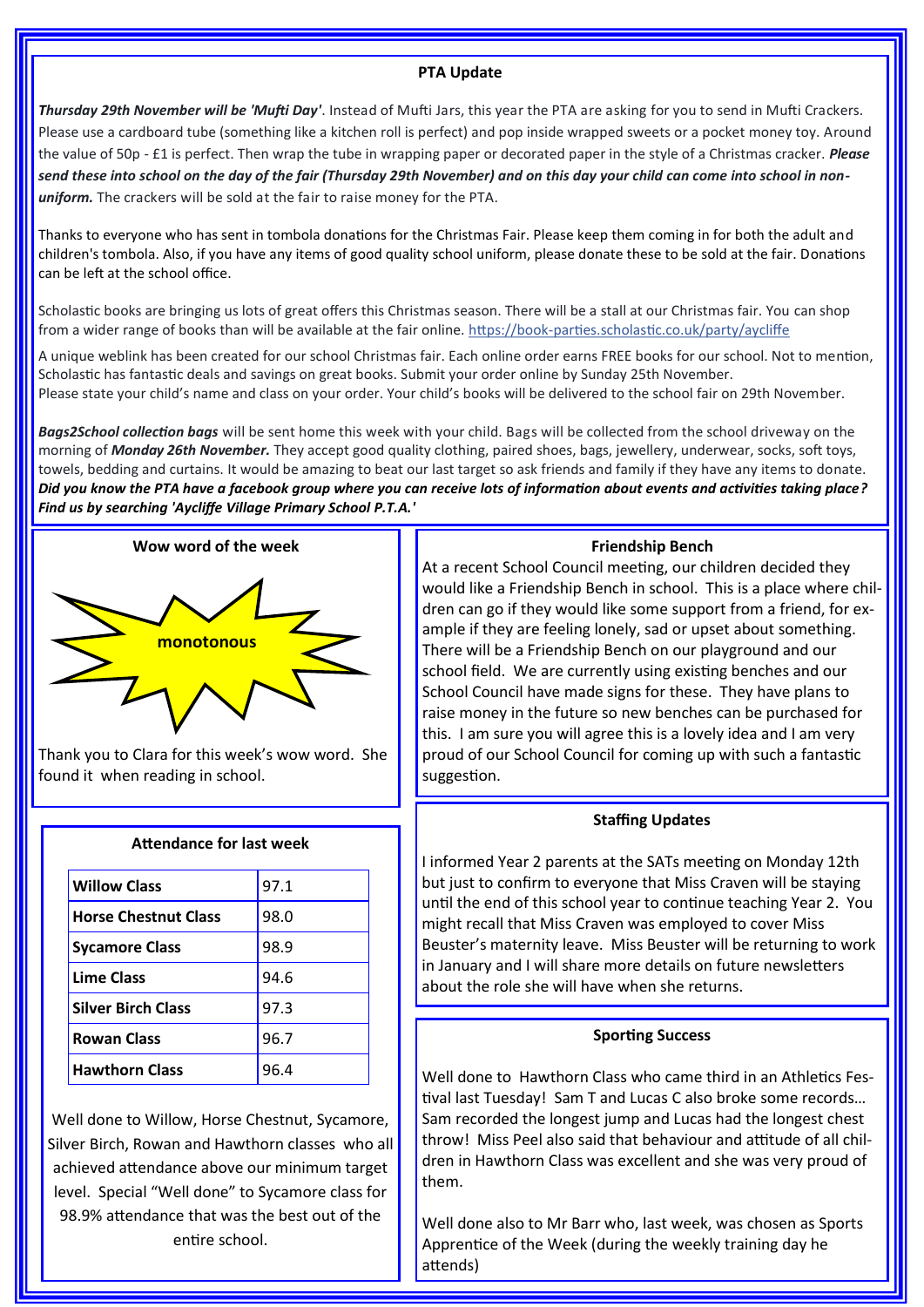## PTA Update

***Thursday 29th November will be 'Mufti Day'***. Instead of Mufti Jars, this year the PTA are asking for you to send in Mufti Crackers. Please use a cardboard tube (something like a kitchen roll is perfect) and pop inside wrapped sweets or a pocket money toy. Around the value of 50p - £1 is perfect. Then wrap the tube in wrapping paper or decorated paper in the style of a Christmas cracker. ***Please send these into school on the day of the fair (Thursday 29th November) and on this day your child can come into school in non-uniform.*** The crackers will be sold at the fair to raise money for the PTA.

Thanks to everyone who has sent in tombola donations for the Christmas Fair. Please keep them coming in for both the adult and children's tombola. Also, if you have any items of good quality school uniform, please donate these to be sold at the fair. Donations can be left at the school office.

Scholastic books are bringing us lots of great offers this Christmas season. There will be a stall at our Christmas fair. You can shop from a wider range of books than will be available at the fair online. https://book-parties.scholastic.co.uk/party/aycliffe

A unique weblink has been created for our school Christmas fair. Each online order earns FREE books for our school. Not to mention, Scholastic has fantastic deals and savings on great books. Submit your order online by Sunday 25th November.
Please state your child's name and class on your order. Your child's books will be delivered to the school fair on 29th November.

***Bags2School collection bags*** will be sent home this week with your child. Bags will be collected from the school driveway on the morning of ***Monday 26th November.*** They accept good quality clothing, paired shoes, bags, jewellery, underwear, socks, soft toys, towels, bedding and curtains. It would be amazing to beat our last target so ask friends and family if they have any items to donate.
***Did you know the PTA have a facebook group where you can receive lots of information about events and activities taking place? Find us by searching 'Aycliffe Village Primary School P.T.A.'***

## Wow word of the week

**monotonous**

Thank you to Clara for this week's wow word. She found it when reading in school.

## Attendance for last week

| | |
|---|---|
| **Willow Class** | 97.1 |
| **Horse Chestnut Class** | 98.0 |
| **Sycamore Class** | 98.9 |
| **Lime Class** | 94.6 |
| **Silver Birch Class** | 97.3 |
| **Rowan Class** | 96.7 |
| **Hawthorn Class** | 96.4 |

Well done to Willow, Horse Chestnut, Sycamore, Silver Birch, Rowan and Hawthorn classes who all achieved attendance above our minimum target level. Special "Well done" to Sycamore class for 98.9% attendance that was the best out of the entire school.

## Friendship Bench

At a recent School Council meeting, our children decided they would like a Friendship Bench in school. This is a place where children can go if they would like some support from a friend, for example if they are feeling lonely, sad or upset about something. There will be a Friendship Bench on our playground and our school field. We are currently using existing benches and our School Council have made signs for these. They have plans to raise money in the future so new benches can be purchased for this. I am sure you will agree this is a lovely idea and I am very proud of our School Council for coming up with such a fantastic suggestion.

## Staffing Updates

I informed Year 2 parents at the SATs meeting on Monday 12th but just to confirm to everyone that Miss Craven will be staying until the end of this school year to continue teaching Year 2. You might recall that Miss Craven was employed to cover Miss Beuster's maternity leave. Miss Beuster will be returning to work in January and I will share more details on future newsletters about the role she will have when she returns.

## Sporting Success

Well done to Hawthorn Class who came third in an Athletics Festival last Tuesday! Sam T and Lucas C also broke some records… Sam recorded the longest jump and Lucas had the longest chest throw! Miss Peel also said that behaviour and attitude of all children in Hawthorn Class was excellent and she was very proud of them.

Well done also to Mr Barr who, last week, was chosen as Sports Apprentice of the Week (during the weekly training day he attends)